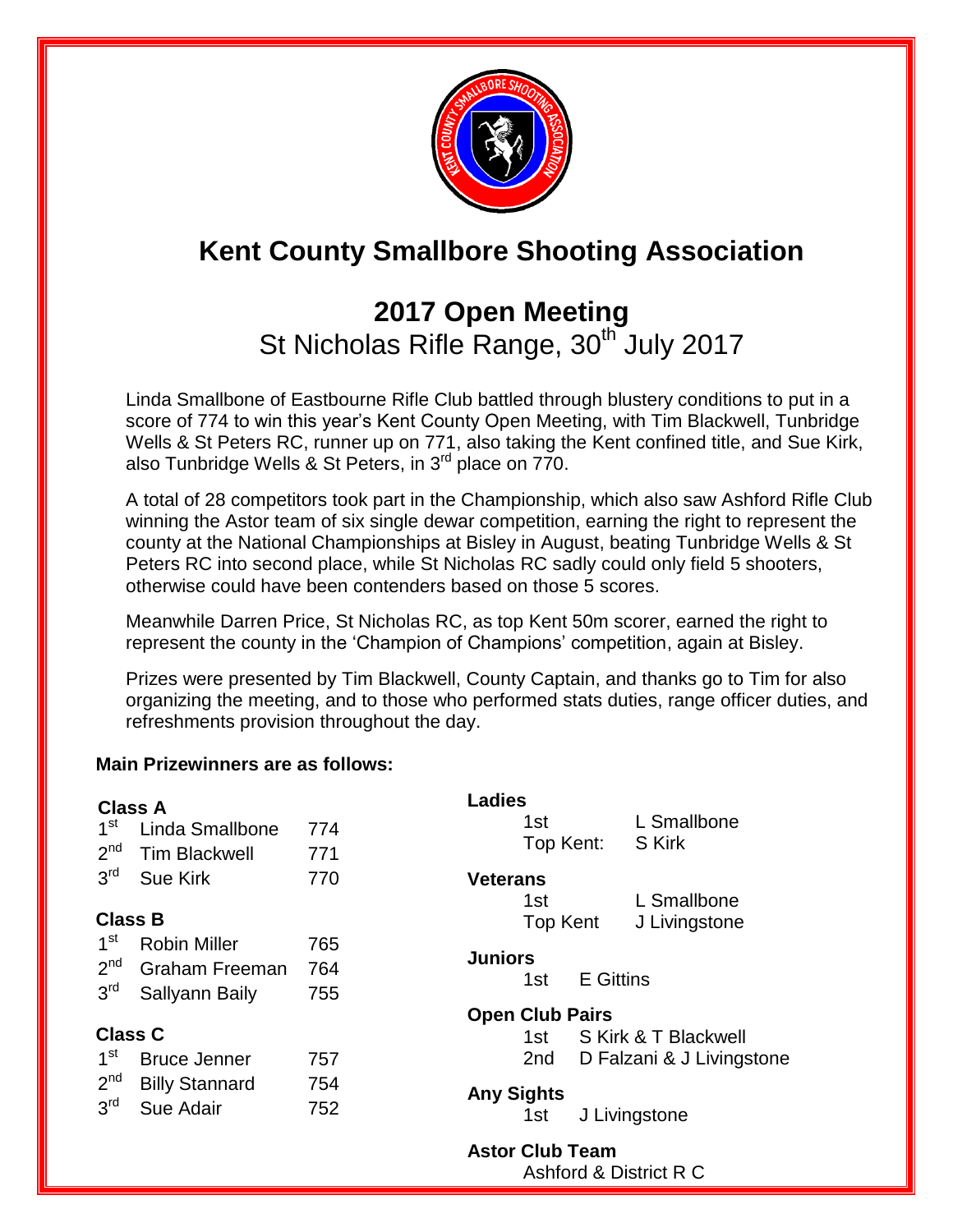# Kent County Smallbore Shooting Association

## 2017 Open Meeting

St Nicholas Rifle Range, 30th July 2017

Linda Smallbone of Eastbourne Rifle Club battled through blustery conditions to put in a score of 774 to win this year's Kent County Open Meeting, with Tim Blackwell, Tunbridge Wells & St Peters RC, runner up on 771, also taking the Kent confined title, and Sue Kirk, also Tunbridge Wells & St Peters, in 3rd place on 770.

A total of 28 competitors took part in the Championship, which also saw Ashford Rifle Club winning the Astor team of six single dewar competition, earning the right to represent the county at the National Championships at Bisley in August, beating Tunbridge Wells & St Peters RC into second place, while St Nicholas RC sadly could only field 5 shooters, otherwise could have been contenders based on those 5 scores.

Meanwhile Darren Price, St Nicholas RC, as top Kent 50m scorer, earned the right to represent the county in the 'Champion of Champions' competition, again at Bisley.

Prizes were presented by Tim Blackwell, County Captain, and thanks go to Tim for also organizing the meeting, and to those who performed stats duties, range officer duties, and refreshments provision throughout the day.

**Main Prizewinners are as follows:**

**Class A**

| | | |
|---|---|---|
| 1st | Linda Smallbone | 774 |
| 2nd | Tim Blackwell | 771 |
| 3rd | Sue Kirk | 770 |

**Class B**

| | | |
|---|---|---|
| 1st | Robin Miller | 765 |
| 2nd | Graham Freeman | 764 |
| 3rd | Sallyann Baily | 755 |

**Class C**

| | | |
|---|---|---|
| 1st | Bruce Jenner | 757 |
| 2nd | Billy Stannard | 754 |
| 3rd | Sue Adair | 752 |

**Ladies**

1st L Smallbone
Top Kent: S Kirk

**Veterans**

1st L Smallbone
Top Kent J Livingstone

**Juniors**

1st E Gittins

**Open Club Pairs**

1st S Kirk & T Blackwell
2nd D Falzani & J Livingstone

**Any Sights**

1st J Livingstone

**Astor Club Team**

Ashford & District R C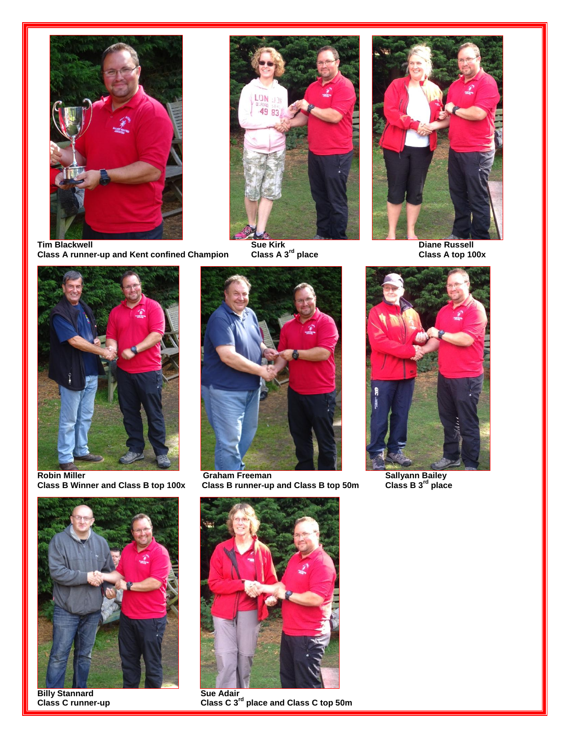**Tim Blackwell**
**Class A runner-up and Kent confined Champion**

**Sue Kirk**
**Class A 3rd place**

**Diane Russell**
**Class A top 100x**

**Robin Miller**
**Class B Winner and Class B top 100x**

**Graham Freeman**
**Class B runner-up and Class B top 50m**

**Sallyann Bailey**
**Class B 3rd place**

**Billy Stannard**
**Class C runner-up**

**Sue Adair**
**Class C 3rd place and Class C top 50m**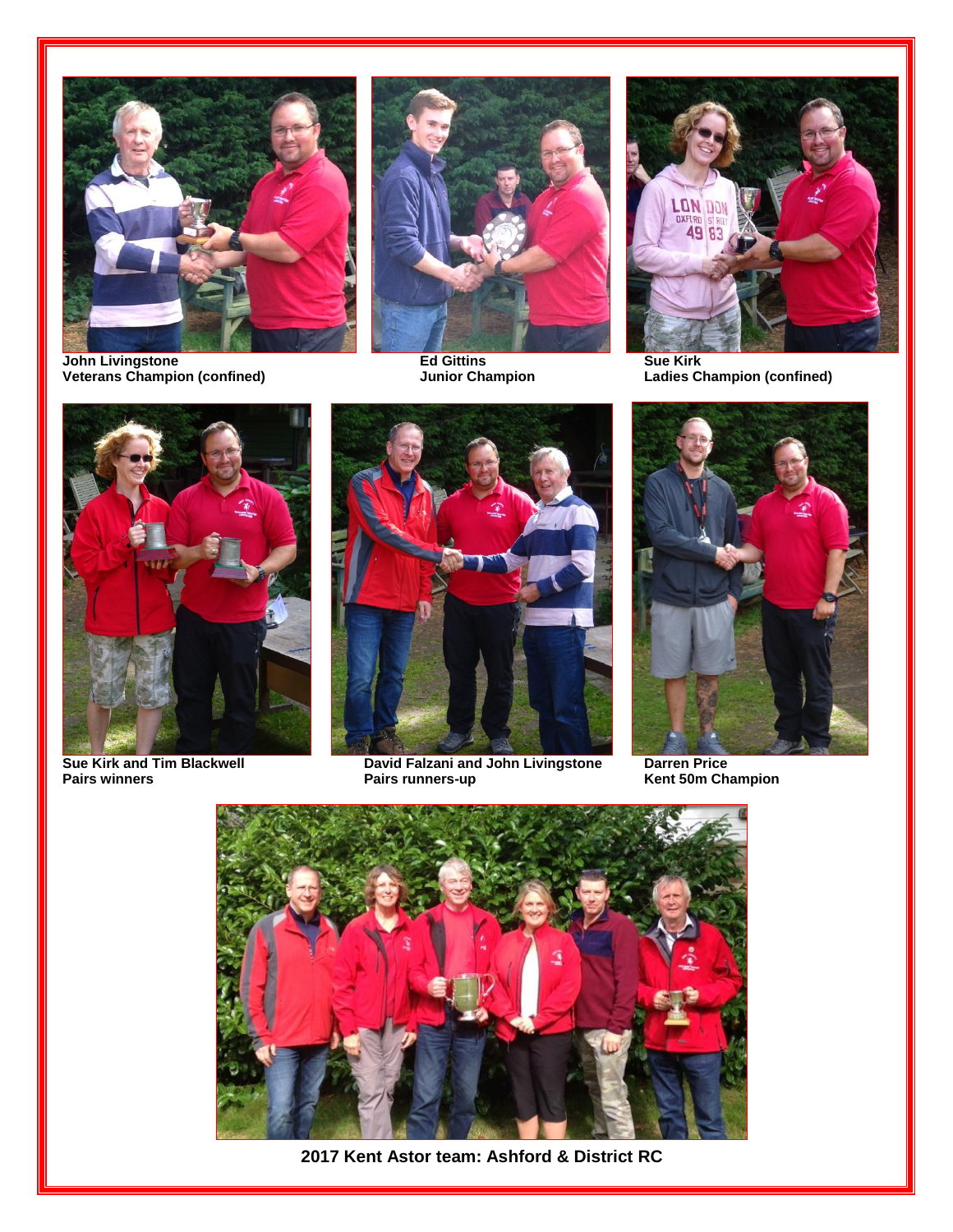**John Livingstone**
**Veterans Champion (confined)**

**Ed Gittins**
**Junior Champion**

**Sue Kirk**
**Ladies Champion (confined)**

**Sue Kirk and Tim Blackwell**
**Pairs winners**

**David Falzani and John Livingstone**
**Pairs runners-up**

**Darren Price**
**Kent 50m Champion**

**2017 Kent Astor team: Ashford & District RC**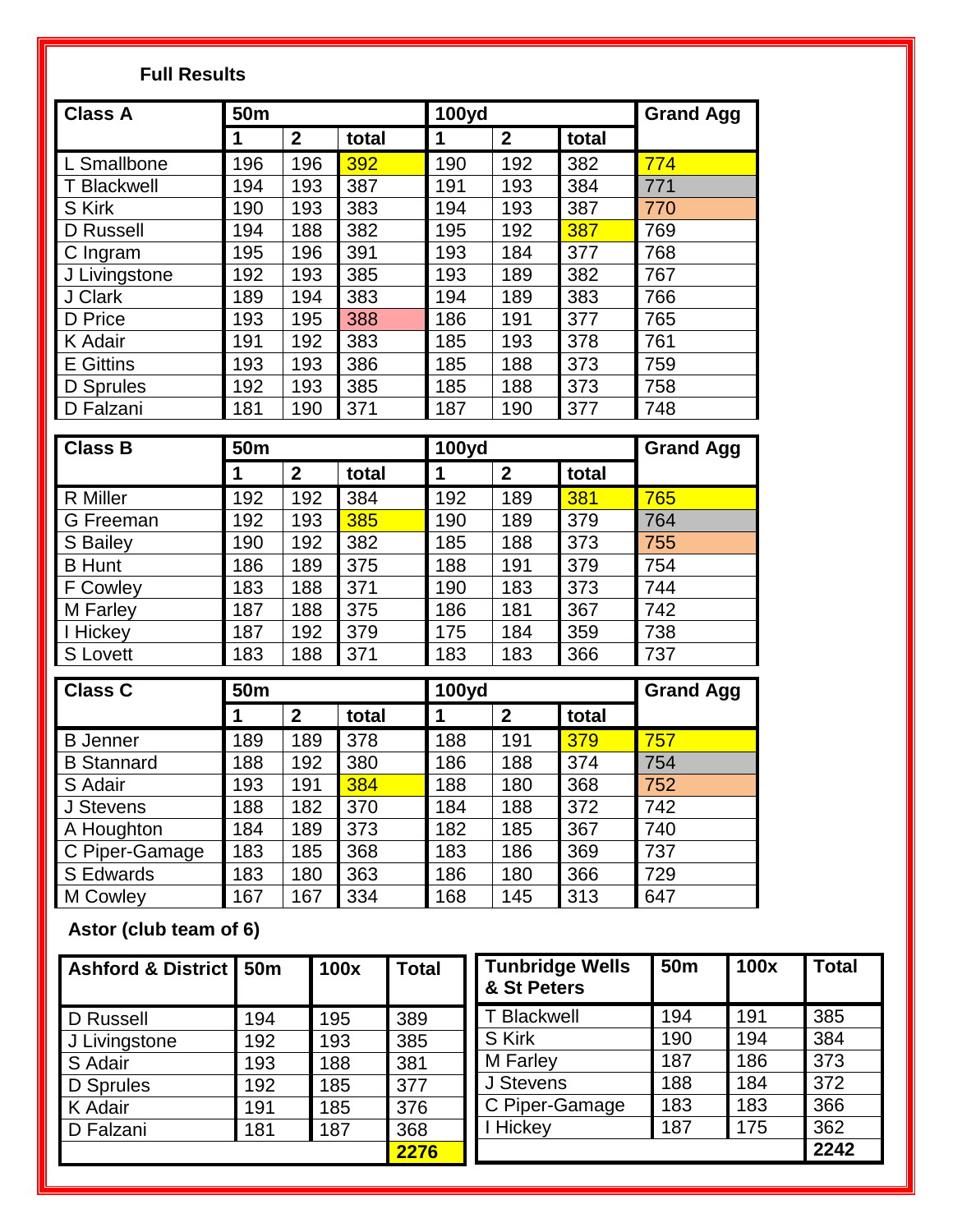**Full Results**

| Class A | 50m | | | 100yd | | | Grand Agg |
|---|---|---|---|---|---|---|---|
| | 1 | 2 | total | 1 | 2 | total | |
| L Smallbone | 196 | 196 | 392 | 190 | 192 | 382 | 774 |
| T Blackwell | 194 | 193 | 387 | 191 | 193 | 384 | 771 |
| S Kirk | 190 | 193 | 383 | 194 | 193 | 387 | 770 |
| D Russell | 194 | 188 | 382 | 195 | 192 | 387 | 769 |
| C Ingram | 195 | 196 | 391 | 193 | 184 | 377 | 768 |
| J Livingstone | 192 | 193 | 385 | 193 | 189 | 382 | 767 |
| J Clark | 189 | 194 | 383 | 194 | 189 | 383 | 766 |
| D Price | 193 | 195 | 388 | 186 | 191 | 377 | 765 |
| K Adair | 191 | 192 | 383 | 185 | 193 | 378 | 761 |
| E Gittins | 193 | 193 | 386 | 185 | 188 | 373 | 759 |
| D Sprules | 192 | 193 | 385 | 185 | 188 | 373 | 758 |
| D Falzani | 181 | 190 | 371 | 187 | 190 | 377 | 748 |

| Class B | 50m | | | 100yd | | | Grand Agg |
|---|---|---|---|---|---|---|---|
| | 1 | 2 | total | 1 | 2 | total | |
| R Miller | 192 | 192 | 384 | 192 | 189 | 381 | 765 |
| G Freeman | 192 | 193 | 385 | 190 | 189 | 379 | 764 |
| S Bailey | 190 | 192 | 382 | 185 | 188 | 373 | 755 |
| B Hunt | 186 | 189 | 375 | 188 | 191 | 379 | 754 |
| F Cowley | 183 | 188 | 371 | 190 | 183 | 373 | 744 |
| M Farley | 187 | 188 | 375 | 186 | 181 | 367 | 742 |
| I Hickey | 187 | 192 | 379 | 175 | 184 | 359 | 738 |
| S Lovett | 183 | 188 | 371 | 183 | 183 | 366 | 737 |

| Class C | 50m | | | 100yd | | | Grand Agg |
|---|---|---|---|---|---|---|---|
| | 1 | 2 | total | 1 | 2 | total | |
| B Jenner | 189 | 189 | 378 | 188 | 191 | 379 | 757 |
| B Stannard | 188 | 192 | 380 | 186 | 188 | 374 | 754 |
| S Adair | 193 | 191 | 384 | 188 | 180 | 368 | 752 |
| J Stevens | 188 | 182 | 370 | 184 | 188 | 372 | 742 |
| A Houghton | 184 | 189 | 373 | 182 | 185 | 367 | 740 |
| C Piper-Gamage | 183 | 185 | 368 | 183 | 186 | 369 | 737 |
| S Edwards | 183 | 180 | 363 | 186 | 180 | 366 | 729 |
| M Cowley | 167 | 167 | 334 | 168 | 145 | 313 | 647 |

**Astor (club team of 6)**

| Ashford & District | 50m | 100x | Total |
|---|---|---|---|
| D Russell | 194 | 195 | 389 |
| J Livingstone | 192 | 193 | 385 |
| S Adair | 193 | 188 | 381 |
| D Sprules | 192 | 185 | 377 |
| K Adair | 191 | 185 | 376 |
| D Falzani | 181 | 187 | 368 |
| | | | **2276** |

| Tunbridge Wells & St Peters | 50m | 100x | Total |
|---|---|---|---|
| T Blackwell | 194 | 191 | 385 |
| S Kirk | 190 | 194 | 384 |
| M Farley | 187 | 186 | 373 |
| J Stevens | 188 | 184 | 372 |
| C Piper-Gamage | 183 | 183 | 366 |
| I Hickey | 187 | 175 | 362 |
| | | | **2242** |